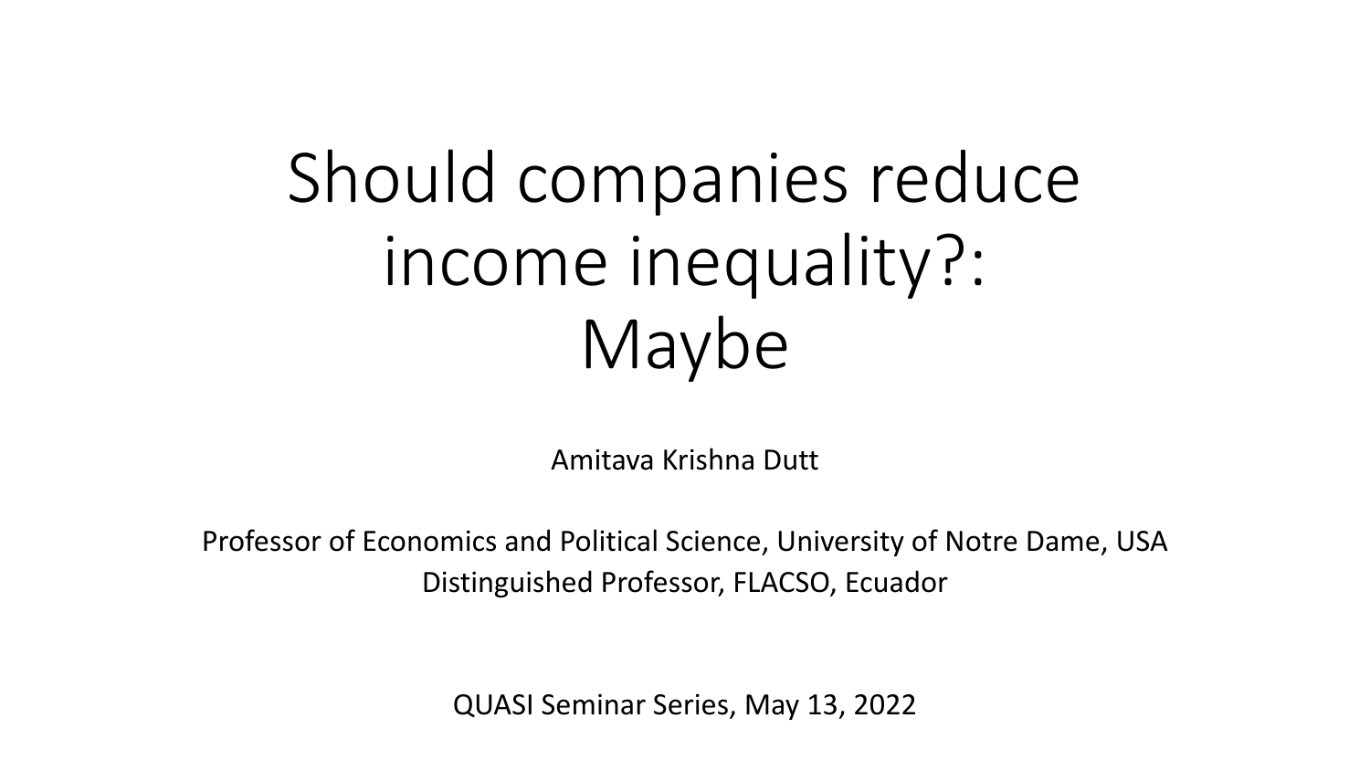# Should companies reduce income inequality?: Maybe

Amitava Krishna Dutt

Professor of Economics and Political Science, University of Notre Dame, USA
Distinguished Professor, FLACSO, Ecuador

QUASI Seminar Series, May 13, 2022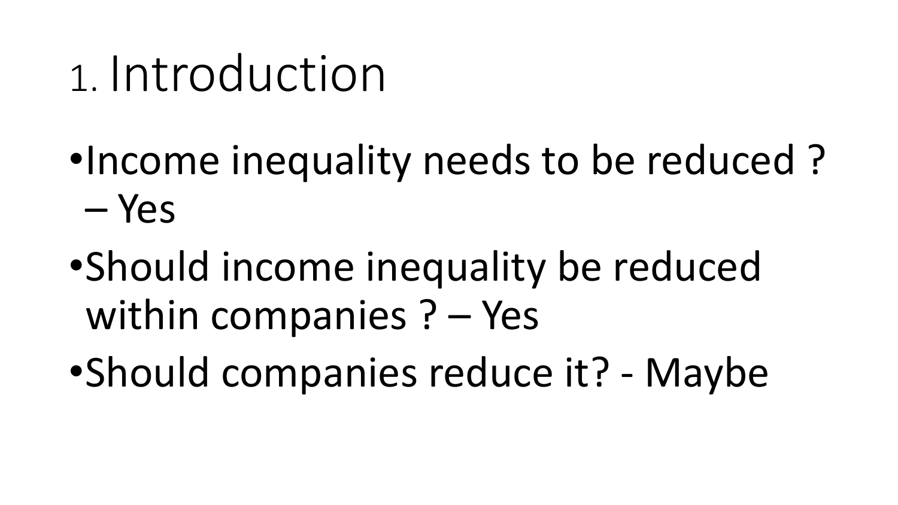# 1. Introduction

- Income inequality needs to be reduced ? – Yes
- Should income inequality be reduced within companies ? – Yes
- Should companies reduce it? - Maybe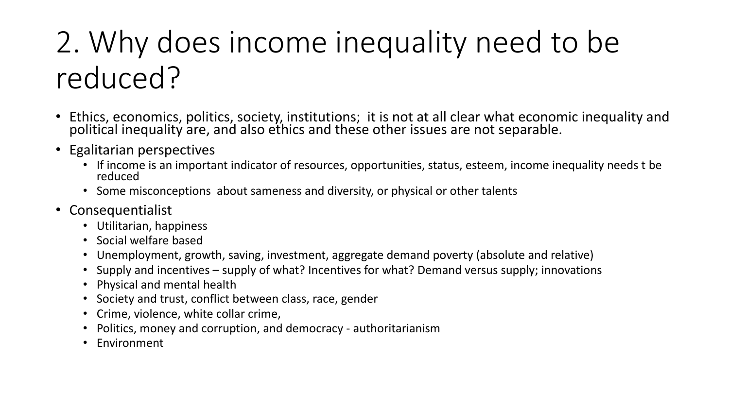# 2. Why does income inequality need to be reduced?

- Ethics, economics, politics, society, institutions;  it is not at all clear what economic inequality and political inequality are, and also ethics and these other issues are not separable.
- Egalitarian perspectives
  - If income is an important indicator of resources, opportunities, status, esteem, income inequality needs t be reduced
  - Some misconceptions  about sameness and diversity, or physical or other talents
- Consequentialist
  - Utilitarian, happiness
  - Social welfare based
  - Unemployment, growth, saving, investment, aggregate demand poverty (absolute and relative)
  - Supply and incentives – supply of what? Incentives for what? Demand versus supply; innovations
  - Physical and mental health
  - Society and trust, conflict between class, race, gender
  - Crime, violence, white collar crime,
  - Politics, money and corruption, and democracy - authoritarianism
  - Environment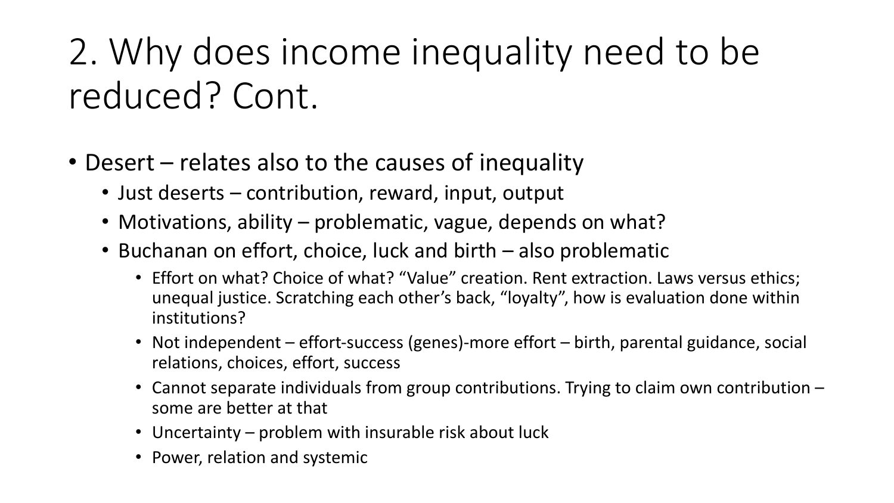# 2. Why does income inequality need to be reduced? Cont.

- Desert – relates also to the causes of inequality
  - Just deserts – contribution, reward, input, output
  - Motivations, ability – problematic, vague, depends on what?
  - Buchanan on effort, choice, luck and birth – also problematic
    - Effort on what? Choice of what? "Value" creation. Rent extraction. Laws versus ethics; unequal justice. Scratching each other's back, "loyalty", how is evaluation done within institutions?
    - Not independent – effort-success (genes)-more effort – birth, parental guidance, social relations, choices, effort, success
    - Cannot separate individuals from group contributions. Trying to claim own contribution – some are better at that
    - Uncertainty – problem with insurable risk about luck
    - Power, relation and systemic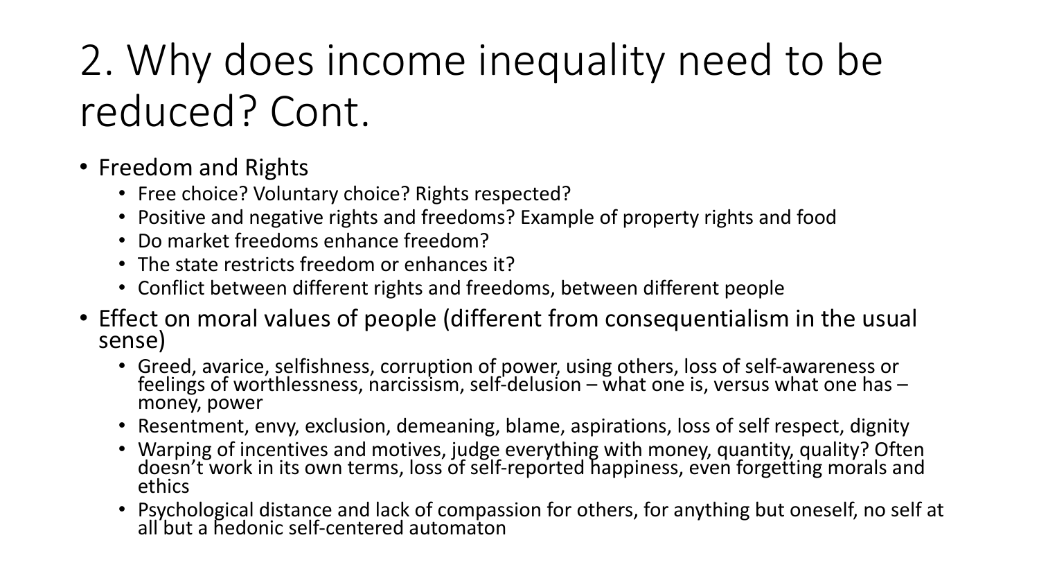# 2. Why does income inequality need to be reduced? Cont.

- Freedom and Rights
  - Free choice? Voluntary choice? Rights respected?
  - Positive and negative rights and freedoms? Example of property rights and food
  - Do market freedoms enhance freedom?
  - The state restricts freedom or enhances it?
  - Conflict between different rights and freedoms, between different people
- Effect on moral values of people (different from consequentialism in the usual sense)
  - Greed, avarice, selfishness, corruption of power, using others, loss of self-awareness or feelings of worthlessness, narcissism, self-delusion – what one is, versus what one has – money, power
  - Resentment, envy, exclusion, demeaning, blame, aspirations, loss of self respect, dignity
  - Warping of incentives and motives, judge everything with money, quantity, quality? Often doesn't work in its own terms, loss of self-reported happiness, even forgetting morals and ethics
  - Psychological distance and lack of compassion for others, for anything but oneself, no self at all but a hedonic self-centered automaton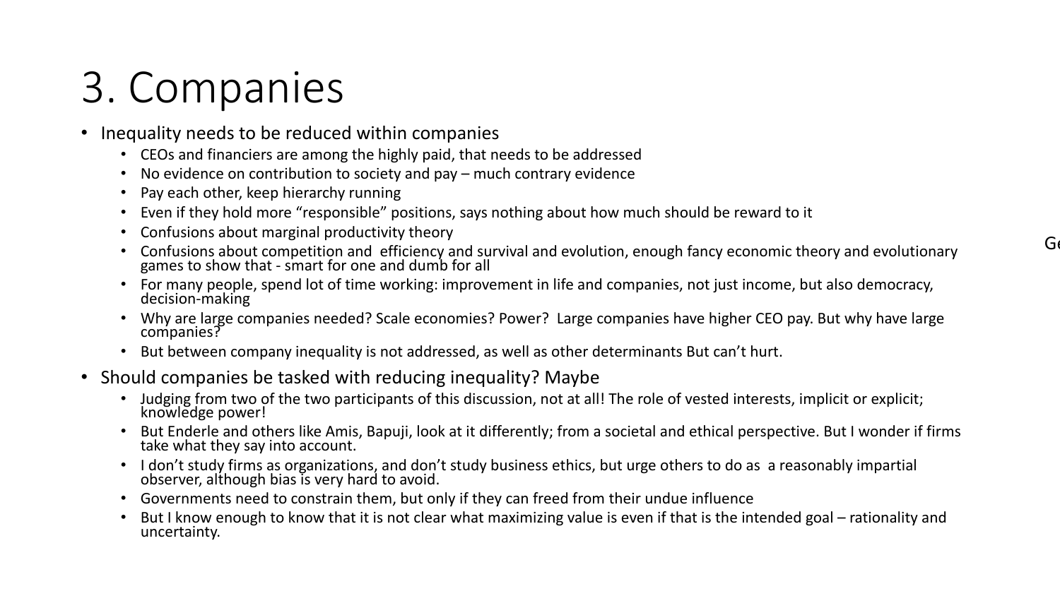# 3. Companies

- Inequality needs to be reduced within companies
  - CEOs and financiers are among the highly paid, that needs to be addressed
  - No evidence on contribution to society and pay – much contrary evidence
  - Pay each other, keep hierarchy running
  - Even if they hold more "responsible" positions, says nothing about how much should be reward to it
  - Confusions about marginal productivity theory
  - Confusions about competition and efficiency and survival and evolution, enough fancy economic theory and evolutionary games to show that - smart for one and dumb for all
  - For many people, spend lot of time working: improvement in life and companies, not just income, but also democracy, decision-making
  - Why are large companies needed? Scale economies? Power? Large companies have higher CEO pay. But why have large companies?
  - But between company inequality is not addressed, as well as other determinants But can't hurt.
- Should companies be tasked with reducing inequality? Maybe
  - Judging from two of the two participants of this discussion, not at all! The role of vested interests, implicit or explicit; knowledge power!
  - But Enderle and others like Amis, Bapuji, look at it differently; from a societal and ethical perspective. But I wonder if firms take what they say into account.
  - I don't study firms as organizations, and don't study business ethics, but urge others to do as a reasonably impartial observer, although bias is very hard to avoid.
  - Governments need to constrain them, but only if they can freed from their undue influence
  - But I know enough to know that it is not clear what maximizing value is even if that is the intended goal – rationality and uncertainty.

Ge